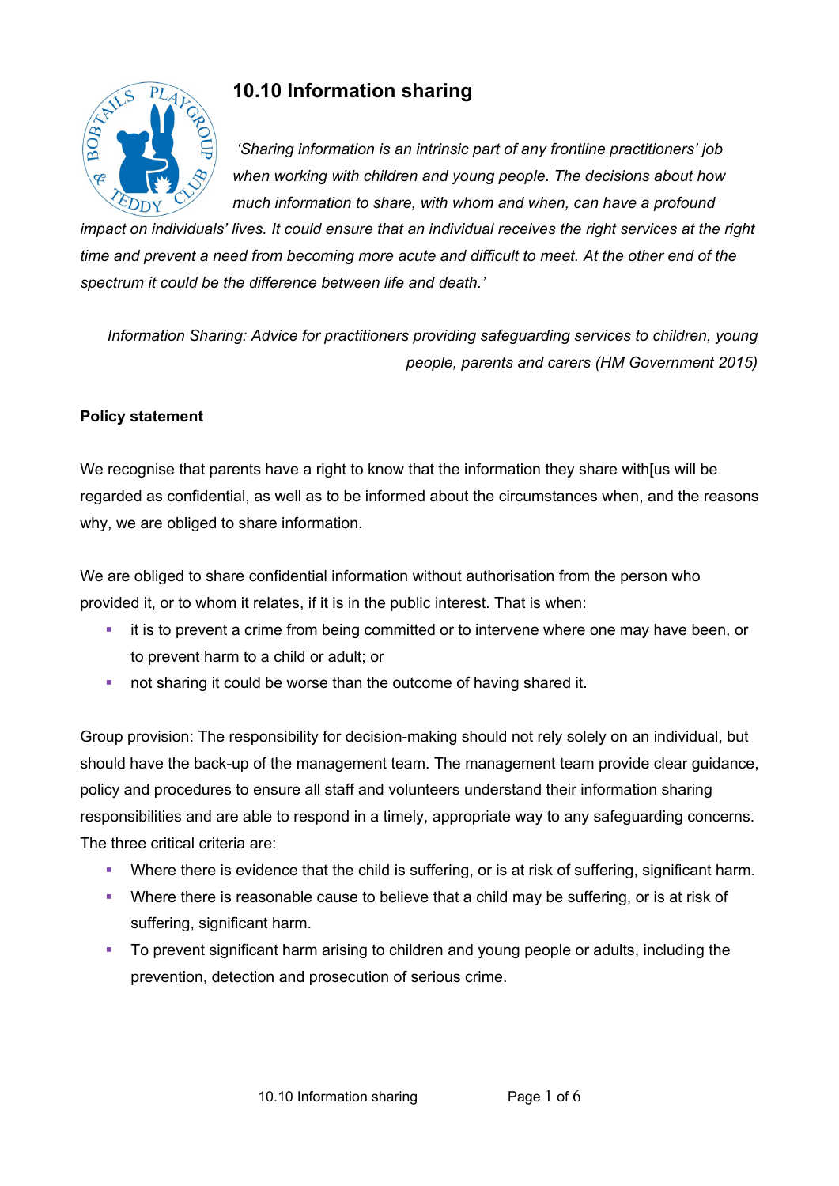# 10.10 Information sharing

*'Sharing information is an intrinsic part of any frontline practitioners' job when working with children and young people. The decisions about how much information to share, with whom and when, can have a profound impact on individuals' lives. It could ensure that an individual receives the right services at the right time and prevent a need from becoming more acute and difficult to meet. At the other end of the spectrum it could be the difference between life and death.'*

*Information Sharing: Advice for practitioners providing safeguarding services to children, young people, parents and carers (HM Government 2015)*

**Policy statement**

We recognise that parents have a right to know that the information they share with[us will be regarded as confidential, as well as to be informed about the circumstances when, and the reasons why, we are obliged to share information.

We are obliged to share confidential information without authorisation from the person who provided it, or to whom it relates, if it is in the public interest. That is when:

- it is to prevent a crime from being committed or to intervene where one may have been, or to prevent harm to a child or adult; or
- not sharing it could be worse than the outcome of having shared it.

Group provision: The responsibility for decision-making should not rely solely on an individual, but should have the back-up of the management team. The management team provide clear guidance, policy and procedures to ensure all staff and volunteers understand their information sharing responsibilities and are able to respond in a timely, appropriate way to any safeguarding concerns. The three critical criteria are:

- Where there is evidence that the child is suffering, or is at risk of suffering, significant harm.
- Where there is reasonable cause to believe that a child may be suffering, or is at risk of suffering, significant harm.
- To prevent significant harm arising to children and young people or adults, including the prevention, detection and prosecution of serious crime.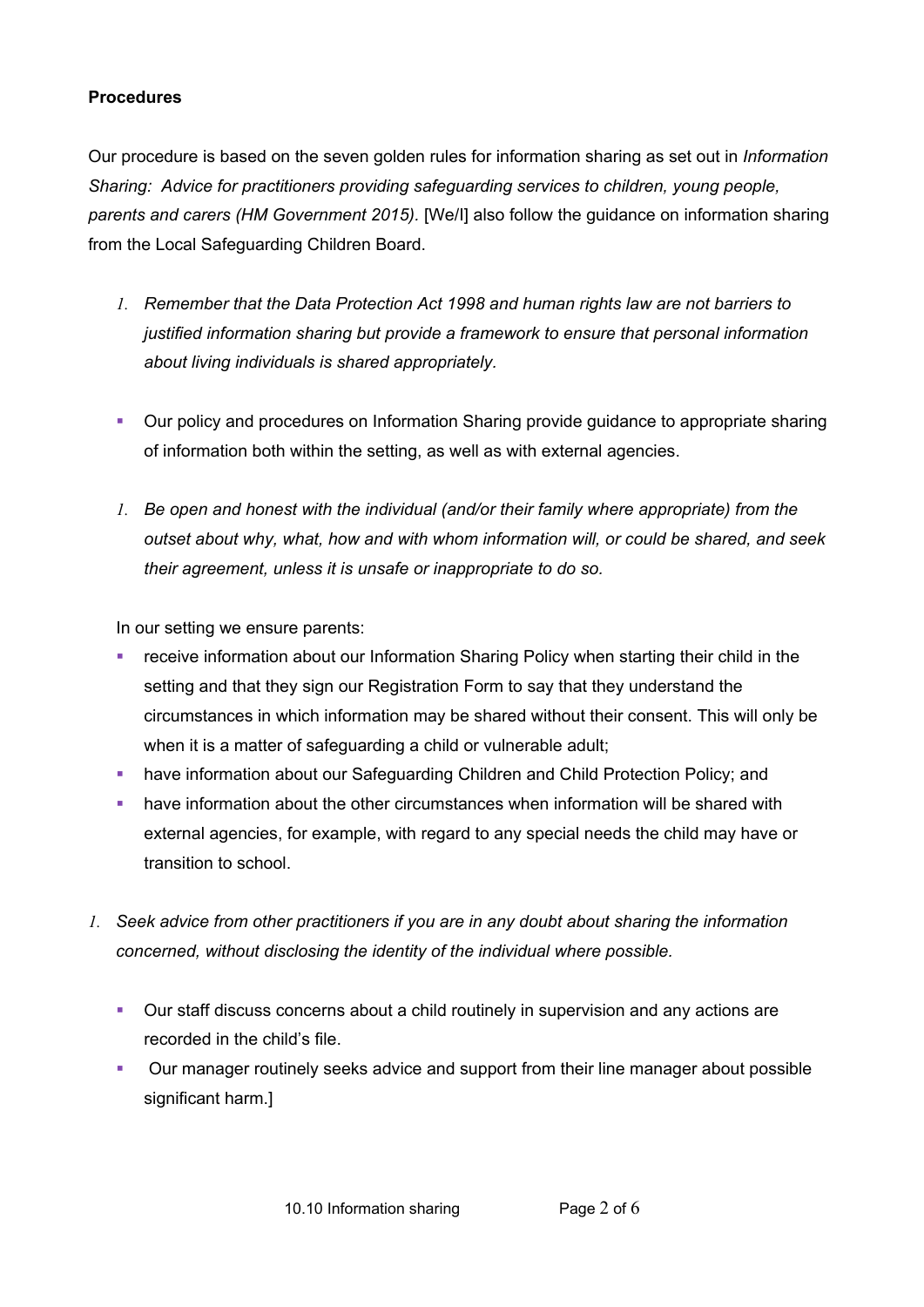**Procedures**

Our procedure is based on the seven golden rules for information sharing as set out in *Information Sharing: Advice for practitioners providing safeguarding services to children, young people, parents and carers (HM Government 2015).* [We/I] also follow the guidance on information sharing from the Local Safeguarding Children Board.

1. *Remember that the Data Protection Act 1998 and human rights law are not barriers to justified information sharing but provide a framework to ensure that personal information about living individuals is shared appropriately.*

- Our policy and procedures on Information Sharing provide guidance to appropriate sharing of information both within the setting, as well as with external agencies.

1. *Be open and honest with the individual (and/or their family where appropriate) from the outset about why, what, how and with whom information will, or could be shared, and seek their agreement, unless it is unsafe or inappropriate to do so.*

In our setting we ensure parents:

- receive information about our Information Sharing Policy when starting their child in the setting and that they sign our Registration Form to say that they understand the circumstances in which information may be shared without their consent. This will only be when it is a matter of safeguarding a child or vulnerable adult;
- have information about our Safeguarding Children and Child Protection Policy; and
- have information about the other circumstances when information will be shared with external agencies, for example, with regard to any special needs the child may have or transition to school.

1. *Seek advice from other practitioners if you are in any doubt about sharing the information concerned, without disclosing the identity of the individual where possible.*

- Our staff discuss concerns about a child routinely in supervision and any actions are recorded in the child's file.
- Our manager routinely seeks advice and support from their line manager about possible significant harm.]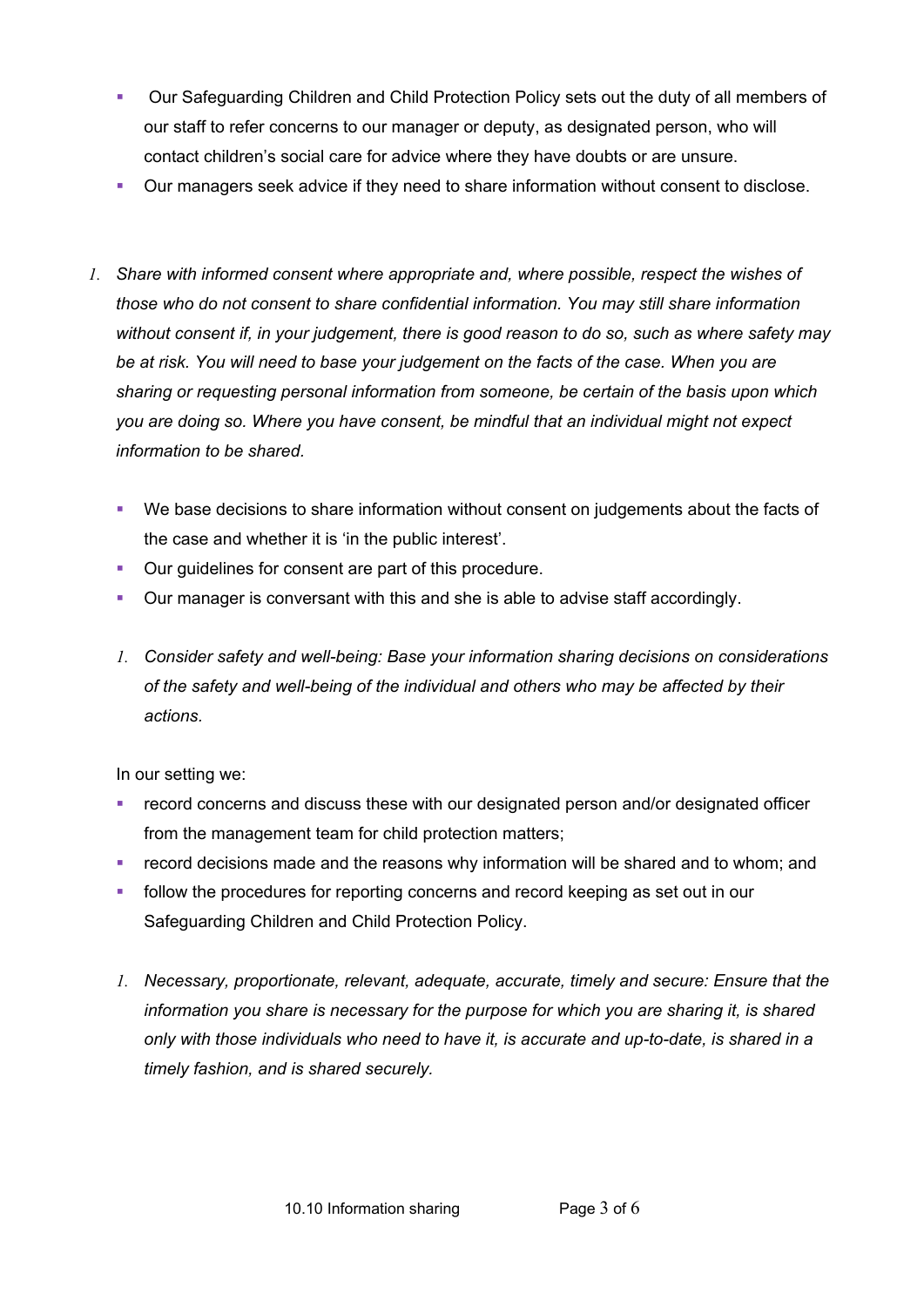- Our Safeguarding Children and Child Protection Policy sets out the duty of all members of our staff to refer concerns to our manager or deputy, as designated person, who will contact children's social care for advice where they have doubts or are unsure.
- Our managers seek advice if they need to share information without consent to disclose.

1. *Share with informed consent where appropriate and, where possible, respect the wishes of those who do not consent to share confidential information. You may still share information without consent if, in your judgement, there is good reason to do so, such as where safety may be at risk. You will need to base your judgement on the facts of the case. When you are sharing or requesting personal information from someone, be certain of the basis upon which you are doing so. Where you have consent, be mindful that an individual might not expect information to be shared.*

   - We base decisions to share information without consent on judgements about the facts of the case and whether it is 'in the public interest'.
   - Our guidelines for consent are part of this procedure.
   - Our manager is conversant with this and she is able to advise staff accordingly.

   1. *Consider safety and well-being: Base your information sharing decisions on considerations of the safety and well-being of the individual and others who may be affected by their actions.*

   In our setting we:

   - record concerns and discuss these with our designated person and/or designated officer from the management team for child protection matters;
   - record decisions made and the reasons why information will be shared and to whom; and
   - follow the procedures for reporting concerns and record keeping as set out in our Safeguarding Children and Child Protection Policy.

   1. *Necessary, proportionate, relevant, adequate, accurate, timely and secure: Ensure that the information you share is necessary for the purpose for which you are sharing it, is shared only with those individuals who need to have it, is accurate and up-to-date, is shared in a timely fashion, and is shared securely.*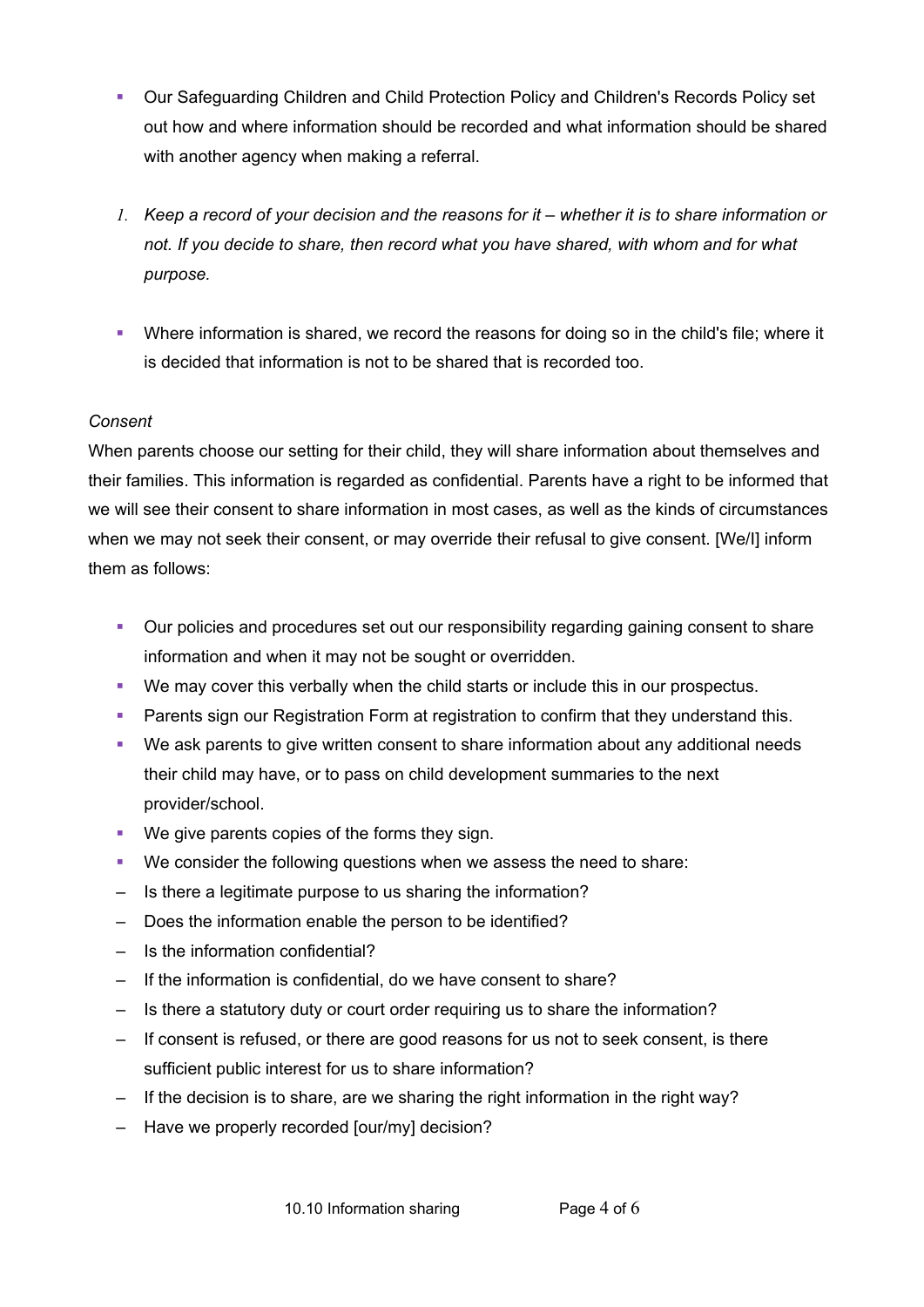- Our Safeguarding Children and Child Protection Policy and Children's Records Policy set out how and where information should be recorded and what information should be shared with another agency when making a referral.

1. *Keep a record of your decision and the reasons for it – whether it is to share information or not. If you decide to share, then record what you have shared, with whom and for what purpose.*

- Where information is shared, we record the reasons for doing so in the child's file; where it is decided that information is not to be shared that is recorded too.

*Consent*

When parents choose our setting for their child, they will share information about themselves and their families. This information is regarded as confidential. Parents have a right to be informed that we will see their consent to share information in most cases, as well as the kinds of circumstances when we may not seek their consent, or may override their refusal to give consent. [We/I] inform them as follows:

- Our policies and procedures set out our responsibility regarding gaining consent to share information and when it may not be sought or overridden.
- We may cover this verbally when the child starts or include this in our prospectus.
- Parents sign our Registration Form at registration to confirm that they understand this.
- We ask parents to give written consent to share information about any additional needs their child may have, or to pass on child development summaries to the next provider/school.
- We give parents copies of the forms they sign.
- We consider the following questions when we assess the need to share:
  - Is there a legitimate purpose to us sharing the information?
  - Does the information enable the person to be identified?
  - Is the information confidential?
  - If the information is confidential, do we have consent to share?
  - Is there a statutory duty or court order requiring us to share the information?
  - If consent is refused, or there are good reasons for us not to seek consent, is there sufficient public interest for us to share information?
  - If the decision is to share, are we sharing the right information in the right way?
  - Have we properly recorded [our/my] decision?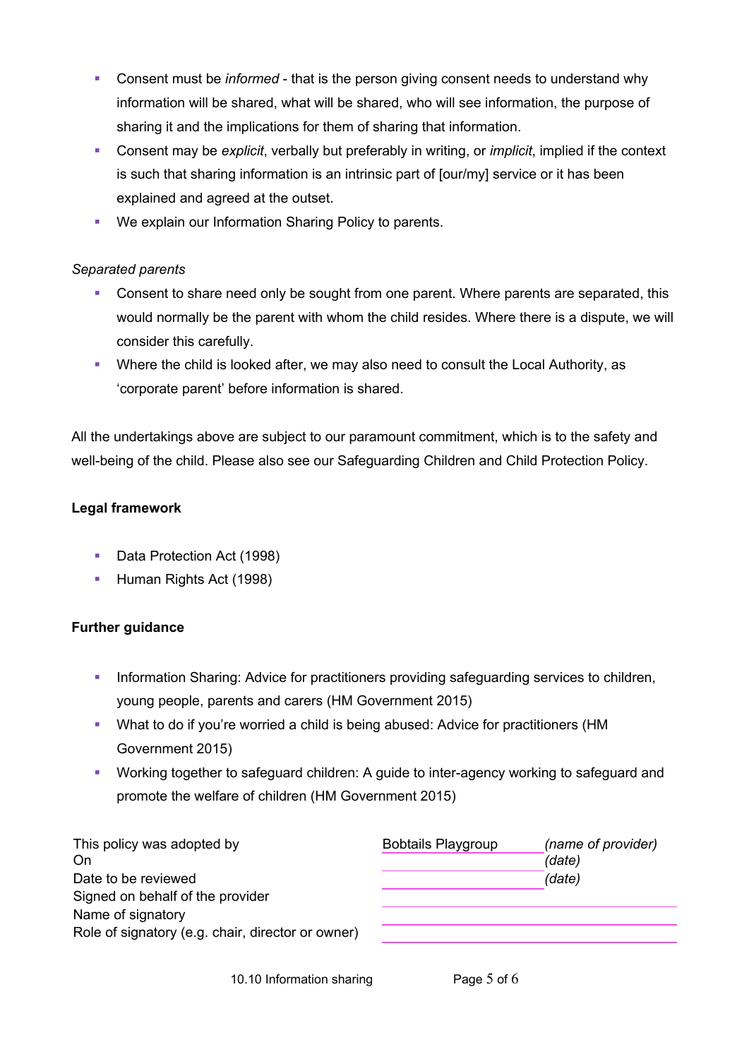- Consent must be *informed* - that is the person giving consent needs to understand why information will be shared, what will be shared, who will see information, the purpose of sharing it and the implications for them of sharing that information.
- Consent may be *explicit*, verbally but preferably in writing, or *implicit*, implied if the context is such that sharing information is an intrinsic part of [our/my] service or it has been explained and agreed at the outset.
- We explain our Information Sharing Policy to parents.

*Separated parents*

- Consent to share need only be sought from one parent. Where parents are separated, this would normally be the parent with whom the child resides. Where there is a dispute, we will consider this carefully.
- Where the child is looked after, we may also need to consult the Local Authority, as 'corporate parent' before information is shared.

All the undertakings above are subject to our paramount commitment, which is to the safety and well-being of the child. Please also see our Safeguarding Children and Child Protection Policy.

**Legal framework**

- Data Protection Act (1998)
- Human Rights Act (1998)

**Further guidance**

- Information Sharing: Advice for practitioners providing safeguarding services to children, young people, parents and carers (HM Government 2015)
- What to do if you're worried a child is being abused: Advice for practitioners (HM Government 2015)
- Working together to safeguard children: A guide to inter-agency working to safeguard and promote the welfare of children (HM Government 2015)

| | | |
|---|---|---|
| This policy was adopted by | Bobtails Playgroup | *(name of provider)* |
| On | | *(date)* |
| Date to be reviewed | | *(date)* |
| Signed on behalf of the provider | | |
| Name of signatory | | |
| Role of signatory (e.g. chair, director or owner) | | |